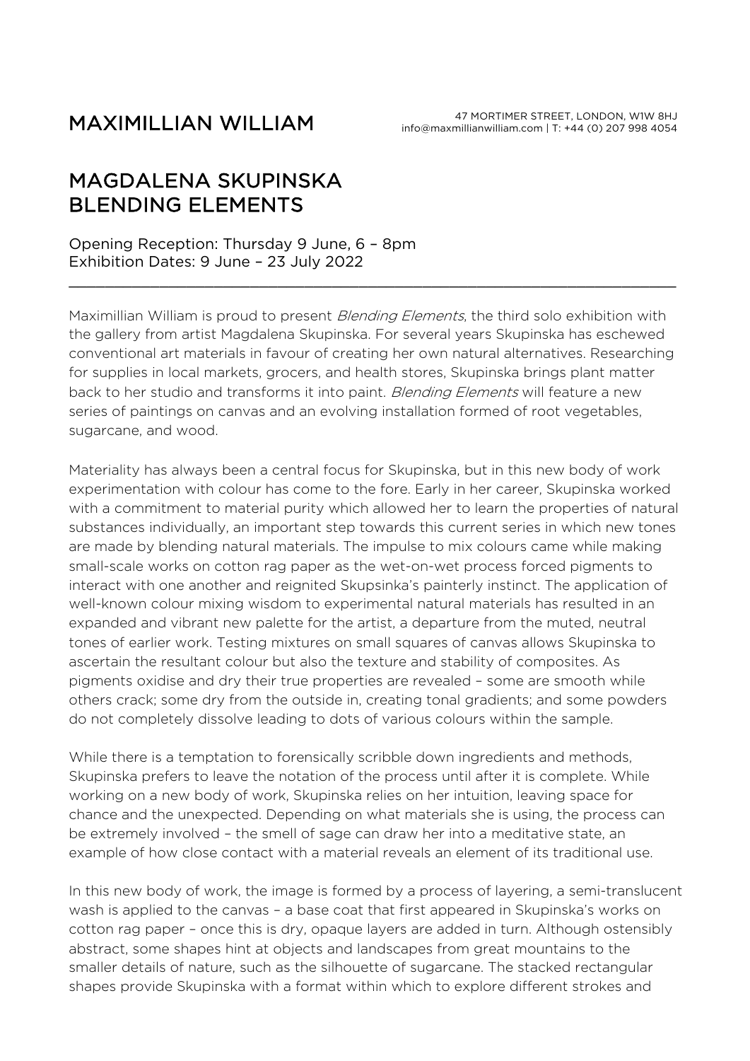MAXIMILLIAN WILLIAM

47 MORTIMER STREET, LONDON, W1W 8HJ
info@maxmillianwilliam.com | T: +44 (0) 207 998 4054

# MAGDALENA SKUPINSKA
# BLENDING ELEMENTS

Opening Reception: Thursday 9 June, 6 – 8pm
Exhibition Dates: 9 June – 23 July 2022

---

Maximillian William is proud to present *Blending Elements*, the third solo exhibition with the gallery from artist Magdalena Skupinska. For several years Skupinska has eschewed conventional art materials in favour of creating her own natural alternatives. Researching for supplies in local markets, grocers, and health stores, Skupinska brings plant matter back to her studio and transforms it into paint. *Blending Elements* will feature a new series of paintings on canvas and an evolving installation formed of root vegetables, sugarcane, and wood.

Materiality has always been a central focus for Skupinska, but in this new body of work experimentation with colour has come to the fore. Early in her career, Skupinska worked with a commitment to material purity which allowed her to learn the properties of natural substances individually, an important step towards this current series in which new tones are made by blending natural materials. The impulse to mix colours came while making small-scale works on cotton rag paper as the wet-on-wet process forced pigments to interact with one another and reignited Skupsinka's painterly instinct. The application of well-known colour mixing wisdom to experimental natural materials has resulted in an expanded and vibrant new palette for the artist, a departure from the muted, neutral tones of earlier work. Testing mixtures on small squares of canvas allows Skupinska to ascertain the resultant colour but also the texture and stability of composites. As pigments oxidise and dry their true properties are revealed – some are smooth while others crack; some dry from the outside in, creating tonal gradients; and some powders do not completely dissolve leading to dots of various colours within the sample.

While there is a temptation to forensically scribble down ingredients and methods, Skupinska prefers to leave the notation of the process until after it is complete. While working on a new body of work, Skupinska relies on her intuition, leaving space for chance and the unexpected. Depending on what materials she is using, the process can be extremely involved – the smell of sage can draw her into a meditative state, an example of how close contact with a material reveals an element of its traditional use.

In this new body of work, the image is formed by a process of layering, a semi-translucent wash is applied to the canvas – a base coat that first appeared in Skupinska's works on cotton rag paper – once this is dry, opaque layers are added in turn. Although ostensibly abstract, some shapes hint at objects and landscapes from great mountains to the smaller details of nature, such as the silhouette of sugarcane. The stacked rectangular shapes provide Skupinska with a format within which to explore different strokes and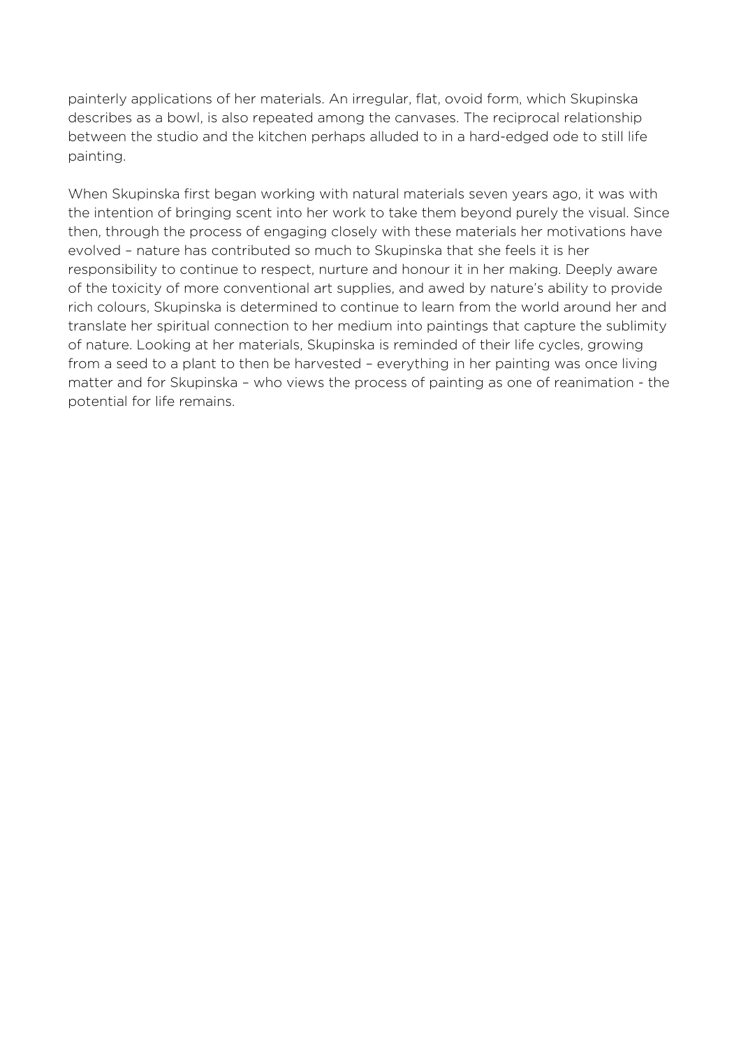painterly applications of her materials. An irregular, flat, ovoid form, which Skupinska describes as a bowl, is also repeated among the canvases. The reciprocal relationship between the studio and the kitchen perhaps alluded to in a hard-edged ode to still life painting.

When Skupinska first began working with natural materials seven years ago, it was with the intention of bringing scent into her work to take them beyond purely the visual. Since then, through the process of engaging closely with these materials her motivations have evolved – nature has contributed so much to Skupinska that she feels it is her responsibility to continue to respect, nurture and honour it in her making. Deeply aware of the toxicity of more conventional art supplies, and awed by nature's ability to provide rich colours, Skupinska is determined to continue to learn from the world around her and translate her spiritual connection to her medium into paintings that capture the sublimity of nature. Looking at her materials, Skupinska is reminded of their life cycles, growing from a seed to a plant to then be harvested – everything in her painting was once living matter and for Skupinska – who views the process of painting as one of reanimation - the potential for life remains.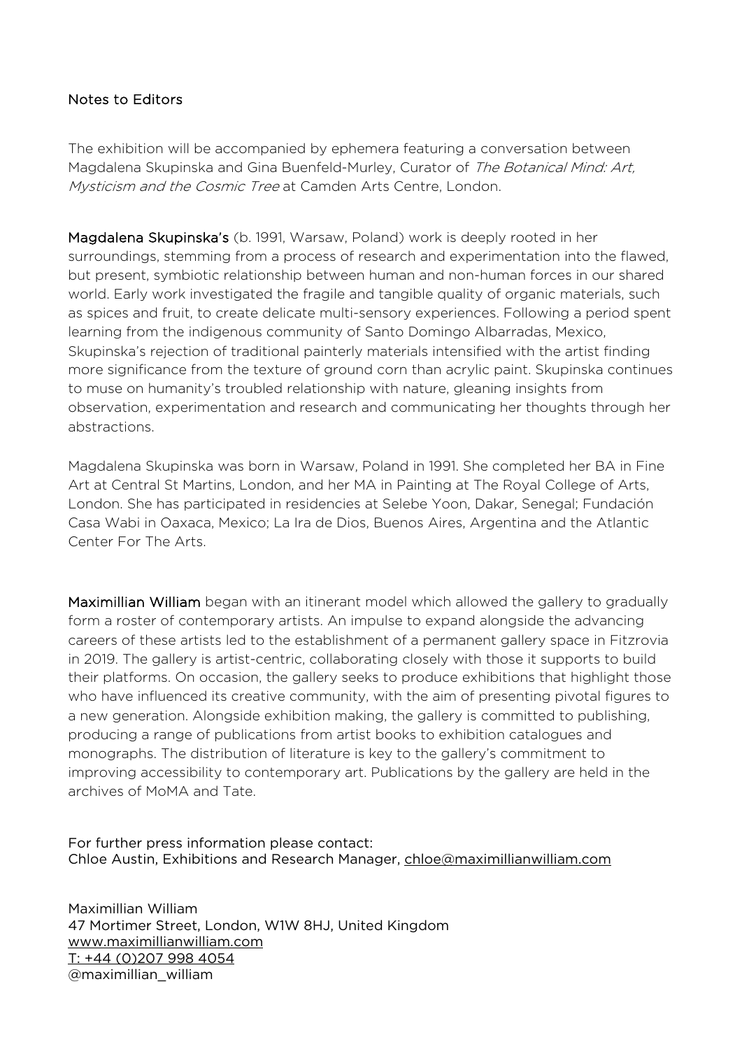## Notes to Editors

The exhibition will be accompanied by ephemera featuring a conversation between Magdalena Skupinska and Gina Buenfeld-Murley, Curator of *The Botanical Mind: Art, Mysticism and the Cosmic Tree* at Camden Arts Centre, London.

**Magdalena Skupinska's** (b. 1991, Warsaw, Poland) work is deeply rooted in her surroundings, stemming from a process of research and experimentation into the flawed, but present, symbiotic relationship between human and non-human forces in our shared world. Early work investigated the fragile and tangible quality of organic materials, such as spices and fruit, to create delicate multi-sensory experiences. Following a period spent learning from the indigenous community of Santo Domingo Albarradas, Mexico, Skupinska's rejection of traditional painterly materials intensified with the artist finding more significance from the texture of ground corn than acrylic paint. Skupinska continues to muse on humanity's troubled relationship with nature, gleaning insights from observation, experimentation and research and communicating her thoughts through her abstractions.

Magdalena Skupinska was born in Warsaw, Poland in 1991. She completed her BA in Fine Art at Central St Martins, London, and her MA in Painting at The Royal College of Arts, London. She has participated in residencies at Selebe Yoon, Dakar, Senegal; Fundación Casa Wabi in Oaxaca, Mexico; La Ira de Dios, Buenos Aires, Argentina and the Atlantic Center For The Arts.

**Maximillian William** began with an itinerant model which allowed the gallery to gradually form a roster of contemporary artists. An impulse to expand alongside the advancing careers of these artists led to the establishment of a permanent gallery space in Fitzrovia in 2019. The gallery is artist-centric, collaborating closely with those it supports to build their platforms. On occasion, the gallery seeks to produce exhibitions that highlight those who have influenced its creative community, with the aim of presenting pivotal figures to a new generation. Alongside exhibition making, the gallery is committed to publishing, producing a range of publications from artist books to exhibition catalogues and monographs. The distribution of literature is key to the gallery's commitment to improving accessibility to contemporary art. Publications by the gallery are held in the archives of MoMA and Tate.

For further press information please contact:
Chloe Austin, Exhibitions and Research Manager, chloe@maximillianwilliam.com

Maximillian William
47 Mortimer Street, London, W1W 8HJ, United Kingdom
www.maximillianwilliam.com
T: +44 (0)207 998 4054
@maximillian_william